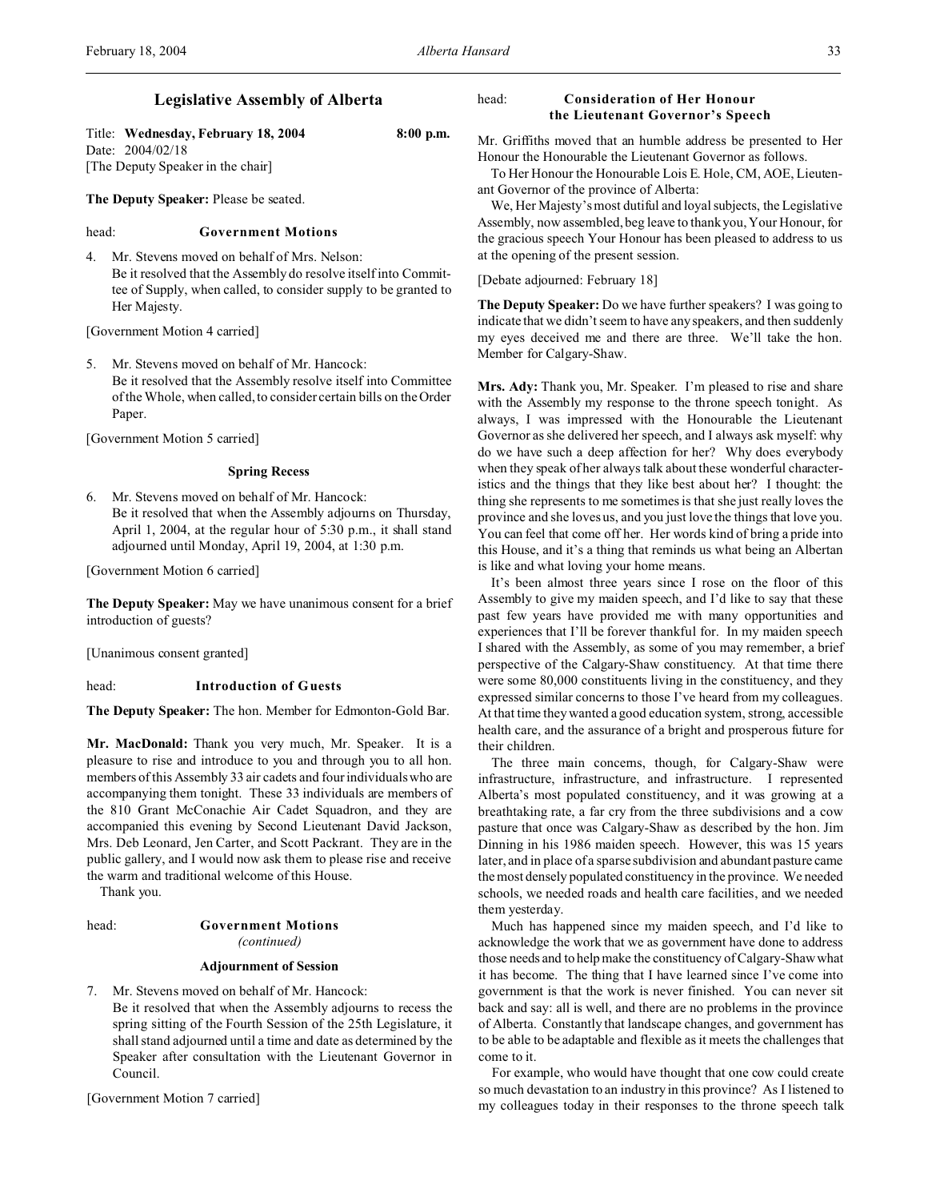# Legislative Assembly of Alberta

Title: **Wednesday, February 18, 2004** 8:00 p.m.
Date: 2004/02/18
[The Deputy Speaker in the chair]

**The Deputy Speaker:** Please be seated.

head: **Government Motions**

4. Mr. Stevens moved on behalf of Mrs. Nelson:
Be it resolved that the Assembly do resolve itself into Committee of Supply, when called, to consider supply to be granted to Her Majesty.

[Government Motion 4 carried]

5. Mr. Stevens moved on behalf of Mr. Hancock:
Be it resolved that the Assembly resolve itself into Committee of the Whole, when called, to consider certain bills on the Order Paper.

[Government Motion 5 carried]

### Spring Recess

6. Mr. Stevens moved on behalf of Mr. Hancock:
Be it resolved that when the Assembly adjourns on Thursday, April 1, 2004, at the regular hour of 5:30 p.m., it shall stand adjourned until Monday, April 19, 2004, at 1:30 p.m.

[Government Motion 6 carried]

**The Deputy Speaker:** May we have unanimous consent for a brief introduction of guests?

[Unanimous consent granted]

head: **Introduction of Guests**

**The Deputy Speaker:** The hon. Member for Edmonton-Gold Bar.

**Mr. MacDonald:** Thank you very much, Mr. Speaker. It is a pleasure to rise and introduce to you and through you to all hon. members of this Assembly 33 air cadets and four individuals who are accompanying them tonight. These 33 individuals are members of the 810 Grant McConachie Air Cadet Squadron, and they are accompanied this evening by Second Lieutenant David Jackson, Mrs. Deb Leonard, Jen Carter, and Scott Packrant. They are in the public gallery, and I would now ask them to please rise and receive the warm and traditional welcome of this House.

Thank you.

head: **Government Motions**
*(continued)*

### Adjournment of Session

7. Mr. Stevens moved on behalf of Mr. Hancock:
Be it resolved that when the Assembly adjourns to recess the spring sitting of the Fourth Session of the 25th Legislature, it shall stand adjourned until a time and date as determined by the Speaker after consultation with the Lieutenant Governor in Council.

[Government Motion 7 carried]

head: **Consideration of Her Honour the Lieutenant Governor's Speech**

Mr. Griffiths moved that an humble address be presented to Her Honour the Honourable the Lieutenant Governor as follows.

To Her Honour the Honourable Lois E. Hole, CM, AOE, Lieutenant Governor of the province of Alberta:

We, Her Majesty's most dutiful and loyal subjects, the Legislative Assembly, now assembled, beg leave to thank you, Your Honour, for the gracious speech Your Honour has been pleased to address to us at the opening of the present session.

[Debate adjourned: February 18]

**The Deputy Speaker:** Do we have further speakers? I was going to indicate that we didn't seem to have any speakers, and then suddenly my eyes deceived me and there are three. We'll take the hon. Member for Calgary-Shaw.

**Mrs. Ady:** Thank you, Mr. Speaker. I'm pleased to rise and share with the Assembly my response to the throne speech tonight. As always, I was impressed with the Honourable the Lieutenant Governor as she delivered her speech, and I always ask myself: why do we have such a deep affection for her? Why does everybody when they speak of her always talk about these wonderful characteristics and the things that they like best about her? I thought: the thing she represents to me sometimes is that she just really loves the province and she loves us, and you just love the things that love you. You can feel that come off her. Her words kind of bring a pride into this House, and it's a thing that reminds us what being an Albertan is like and what loving your home means.

It's been almost three years since I rose on the floor of this Assembly to give my maiden speech, and I'd like to say that these past few years have provided me with many opportunities and experiences that I'll be forever thankful for. In my maiden speech I shared with the Assembly, as some of you may remember, a brief perspective of the Calgary-Shaw constituency. At that time there were some 80,000 constituents living in the constituency, and they expressed similar concerns to those I've heard from my colleagues. At that time they wanted a good education system, strong, accessible health care, and the assurance of a bright and prosperous future for their children.

The three main concerns, though, for Calgary-Shaw were infrastructure, infrastructure, and infrastructure. I represented Alberta's most populated constituency, and it was growing at a breathtaking rate, a far cry from the three subdivisions and a cow pasture that once was Calgary-Shaw as described by the hon. Jim Dinning in his 1986 maiden speech. However, this was 15 years later, and in place of a sparse subdivision and abundant pasture came the most densely populated constituency in the province. We needed schools, we needed roads and health care facilities, and we needed them yesterday.

Much has happened since my maiden speech, and I'd like to acknowledge the work that we as government have done to address those needs and to help make the constituency of Calgary-Shaw what it has become. The thing that I have learned since I've come into government is that the work is never finished. You can never sit back and say: all is well, and there are no problems in the province of Alberta. Constantly that landscape changes, and government has to be able to be adaptable and flexible as it meets the challenges that come to it.

For example, who would have thought that one cow could create so much devastation to an industry in this province? As I listened to my colleagues today in their responses to the throne speech talk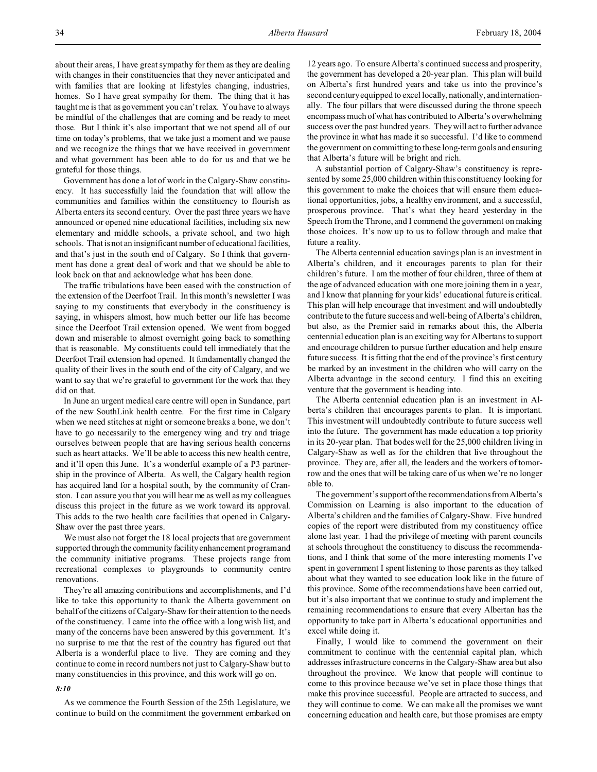about their areas, I have great sympathy for them as they are dealing with changes in their constituencies that they never anticipated and with families that are looking at lifestyles changing, industries, homes. So I have great sympathy for them. The thing that it has taught me is that as government you can't relax. You have to always be mindful of the challenges that are coming and be ready to meet those. But I think it's also important that we not spend all of our time on today's problems, that we take just a moment and we pause and we recognize the things that we have received in government and what government has been able to do for us and that we be grateful for those things.

Government has done a lot of work in the Calgary-Shaw constituency. It has successfully laid the foundation that will allow the communities and families within the constituency to flourish as Alberta enters its second century. Over the past three years we have announced or opened nine educational facilities, including six new elementary and middle schools, a private school, and two high schools. That is not an insignificant number of educational facilities, and that's just in the south end of Calgary. So I think that government has done a great deal of work and that we should be able to look back on that and acknowledge what has been done.

The traffic tribulations have been eased with the construction of the extension of the Deerfoot Trail. In this month's newsletter I was saying to my constituents that everybody in the constituency is saying, in whispers almost, how much better our life has become since the Deerfoot Trail extension opened. We went from bogged down and miserable to almost overnight going back to something that is reasonable. My constituents could tell immediately that the Deerfoot Trail extension had opened. It fundamentally changed the quality of their lives in the south end of the city of Calgary, and we want to say that we're grateful to government for the work that they did on that.

In June an urgent medical care centre will open in Sundance, part of the new SouthLink health centre. For the first time in Calgary when we need stitches at night or someone breaks a bone, we don't have to go necessarily to the emergency wing and try and triage ourselves between people that are having serious health concerns such as heart attacks. We'll be able to access this new health centre, and it'll open this June. It's a wonderful example of a P3 partnership in the province of Alberta. As well, the Calgary health region has acquired land for a hospital south, by the community of Cranston. I can assure you that you will hear me as well as my colleagues discuss this project in the future as we work toward its approval. This adds to the two health care facilities that opened in Calgary-Shaw over the past three years.

We must also not forget the 18 local projects that are government supported through the community facility enhancement program and the community initiative programs. These projects range from recreational complexes to playgrounds to community centre renovations.

They're all amazing contributions and accomplishments, and I'd like to take this opportunity to thank the Alberta government on behalf of the citizens of Calgary-Shaw for their attention to the needs of the constituency. I came into the office with a long wish list, and many of the concerns have been answered by this government. It's no surprise to me that the rest of the country has figured out that Alberta is a wonderful place to live. They are coming and they continue to come in record numbers not just to Calgary-Shaw but to many constituencies in this province, and this work will go on.

*8:10*

As we commence the Fourth Session of the 25th Legislature, we continue to build on the commitment the government embarked on 12 years ago. To ensure Alberta's continued success and prosperity, the government has developed a 20-year plan. This plan will build on Alberta's first hundred years and take us into the province's second century equipped to excel locally, nationally, and internationally. The four pillars that were discussed during the throne speech encompass much of what has contributed to Alberta's overwhelming success over the past hundred years. They will act to further advance the province in what has made it so successful. I'd like to commend the government on committing to these long-term goals and ensuring that Alberta's future will be bright and rich.

A substantial portion of Calgary-Shaw's constituency is represented by some 25,000 children within this constituency looking for this government to make the choices that will ensure them educational opportunities, jobs, a healthy environment, and a successful, prosperous province. That's what they heard yesterday in the Speech from the Throne, and I commend the government on making those choices. It's now up to us to follow through and make that future a reality.

The Alberta centennial education savings plan is an investment in Alberta's children, and it encourages parents to plan for their children's future. I am the mother of four children, three of them at the age of advanced education with one more joining them in a year, and I know that planning for your kids' educational future is critical. This plan will help encourage that investment and will undoubtedly contribute to the future success and well-being of Alberta's children, but also, as the Premier said in remarks about this, the Alberta centennial education plan is an exciting way for Albertans to support and encourage children to pursue further education and help ensure future success. It is fitting that the end of the province's first century be marked by an investment in the children who will carry on the Alberta advantage in the second century. I find this an exciting venture that the government is heading into.

The Alberta centennial education plan is an investment in Alberta's children that encourages parents to plan. It is important. This investment will undoubtedly contribute to future success well into the future. The government has made education a top priority in its 20-year plan. That bodes well for the 25,000 children living in Calgary-Shaw as well as for the children that live throughout the province. They are, after all, the leaders and the workers of tomorrow and the ones that will be taking care of us when we're no longer able to.

The government's support of the recommendations from Alberta's Commission on Learning is also important to the education of Alberta's children and the families of Calgary-Shaw. Five hundred copies of the report were distributed from my constituency office alone last year. I had the privilege of meeting with parent councils at schools throughout the constituency to discuss the recommendations, and I think that some of the more interesting moments I've spent in government I spent listening to those parents as they talked about what they wanted to see education look like in the future of this province. Some of the recommendations have been carried out, but it's also important that we continue to study and implement the remaining recommendations to ensure that every Albertan has the opportunity to take part in Alberta's educational opportunities and excel while doing it.

Finally, I would like to commend the government on their commitment to continue with the centennial capital plan, which addresses infrastructure concerns in the Calgary-Shaw area but also throughout the province. We know that people will continue to come to this province because we've set in place those things that make this province successful. People are attracted to success, and they will continue to come. We can make all the promises we want concerning education and health care, but those promises are empty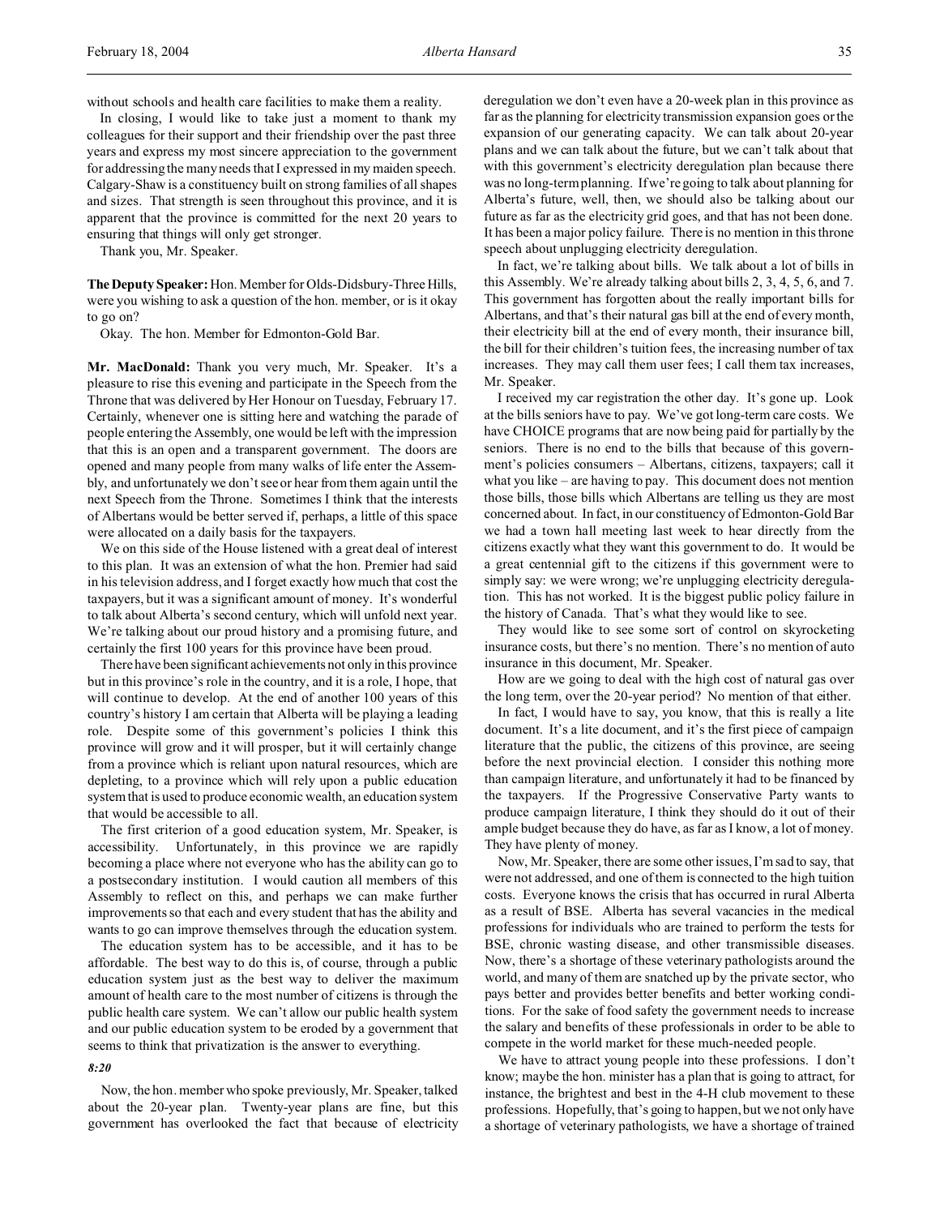without schools and health care facilities to make them a reality.

In closing, I would like to take just a moment to thank my colleagues for their support and their friendship over the past three years and express my most sincere appreciation to the government for addressing the many needs that I expressed in my maiden speech. Calgary-Shaw is a constituency built on strong families of all shapes and sizes. That strength is seen throughout this province, and it is apparent that the province is committed for the next 20 years to ensuring that things will only get stronger.

Thank you, Mr. Speaker.

**The Deputy Speaker:** Hon. Member for Olds-Didsbury-Three Hills, were you wishing to ask a question of the hon. member, or is it okay to go on?

Okay. The hon. Member for Edmonton-Gold Bar.

**Mr. MacDonald:** Thank you very much, Mr. Speaker. It's a pleasure to rise this evening and participate in the Speech from the Throne that was delivered by Her Honour on Tuesday, February 17. Certainly, whenever one is sitting here and watching the parade of people entering the Assembly, one would be left with the impression that this is an open and a transparent government. The doors are opened and many people from many walks of life enter the Assembly, and unfortunately we don't see or hear from them again until the next Speech from the Throne. Sometimes I think that the interests of Albertans would be better served if, perhaps, a little of this space were allocated on a daily basis for the taxpayers.

We on this side of the House listened with a great deal of interest to this plan. It was an extension of what the hon. Premier had said in his television address, and I forget exactly how much that cost the taxpayers, but it was a significant amount of money. It's wonderful to talk about Alberta's second century, which will unfold next year. We're talking about our proud history and a promising future, and certainly the first 100 years for this province have been proud.

There have been significant achievements not only in this province but in this province's role in the country, and it is a role, I hope, that will continue to develop. At the end of another 100 years of this country's history I am certain that Alberta will be playing a leading role. Despite some of this government's policies I think this province will grow and it will prosper, but it will certainly change from a province which is reliant upon natural resources, which are depleting, to a province which will rely upon a public education system that is used to produce economic wealth, an education system that would be accessible to all.

The first criterion of a good education system, Mr. Speaker, is accessibility. Unfortunately, in this province we are rapidly becoming a place where not everyone who has the ability can go to a postsecondary institution. I would caution all members of this Assembly to reflect on this, and perhaps we can make further improvements so that each and every student that has the ability and wants to go can improve themselves through the education system.

The education system has to be accessible, and it has to be affordable. The best way to do this is, of course, through a public education system just as the best way to deliver the maximum amount of health care to the most number of citizens is through the public health care system. We can't allow our public health system and our public education system to be eroded by a government that seems to think that privatization is the answer to everything.

*8:20*

Now, the hon. member who spoke previously, Mr. Speaker, talked about the 20-year plan. Twenty-year plans are fine, but this government has overlooked the fact that because of electricity deregulation we don't even have a 20-week plan in this province as far as the planning for electricity transmission expansion goes or the expansion of our generating capacity. We can talk about 20-year plans and we can talk about the future, but we can't talk about that with this government's electricity deregulation plan because there was no long-term planning. If we're going to talk about planning for Alberta's future, well, then, we should also be talking about our future as far as the electricity grid goes, and that has not been done. It has been a major policy failure. There is no mention in this throne speech about unplugging electricity deregulation.

In fact, we're talking about bills. We talk about a lot of bills in this Assembly. We're already talking about bills 2, 3, 4, 5, 6, and 7. This government has forgotten about the really important bills for Albertans, and that's their natural gas bill at the end of every month, their electricity bill at the end of every month, their insurance bill, the bill for their children's tuition fees, the increasing number of tax increases. They may call them user fees; I call them tax increases, Mr. Speaker.

I received my car registration the other day. It's gone up. Look at the bills seniors have to pay. We've got long-term care costs. We have CHOICE programs that are now being paid for partially by the seniors. There is no end to the bills that because of this government's policies consumers – Albertans, citizens, taxpayers; call it what you like – are having to pay. This document does not mention those bills, those bills which Albertans are telling us they are most concerned about. In fact, in our constituency of Edmonton-Gold Bar we had a town hall meeting last week to hear directly from the citizens exactly what they want this government to do. It would be a great centennial gift to the citizens if this government were to simply say: we were wrong; we're unplugging electricity deregulation. This has not worked. It is the biggest public policy failure in the history of Canada. That's what they would like to see.

They would like to see some sort of control on skyrocketing insurance costs, but there's no mention. There's no mention of auto insurance in this document, Mr. Speaker.

How are we going to deal with the high cost of natural gas over the long term, over the 20-year period? No mention of that either.

In fact, I would have to say, you know, that this is really a lite document. It's a lite document, and it's the first piece of campaign literature that the public, the citizens of this province, are seeing before the next provincial election. I consider this nothing more than campaign literature, and unfortunately it had to be financed by the taxpayers. If the Progressive Conservative Party wants to produce campaign literature, I think they should do it out of their ample budget because they do have, as far as I know, a lot of money. They have plenty of money.

Now, Mr. Speaker, there are some other issues, I'm sad to say, that were not addressed, and one of them is connected to the high tuition costs. Everyone knows the crisis that has occurred in rural Alberta as a result of BSE. Alberta has several vacancies in the medical professions for individuals who are trained to perform the tests for BSE, chronic wasting disease, and other transmissible diseases. Now, there's a shortage of these veterinary pathologists around the world, and many of them are snatched up by the private sector, who pays better and provides better benefits and better working conditions. For the sake of food safety the government needs to increase the salary and benefits of these professionals in order to be able to compete in the world market for these much-needed people.

We have to attract young people into these professions. I don't know; maybe the hon. minister has a plan that is going to attract, for instance, the brightest and best in the 4-H club movement to these professions. Hopefully, that's going to happen, but we not only have a shortage of veterinary pathologists, we have a shortage of trained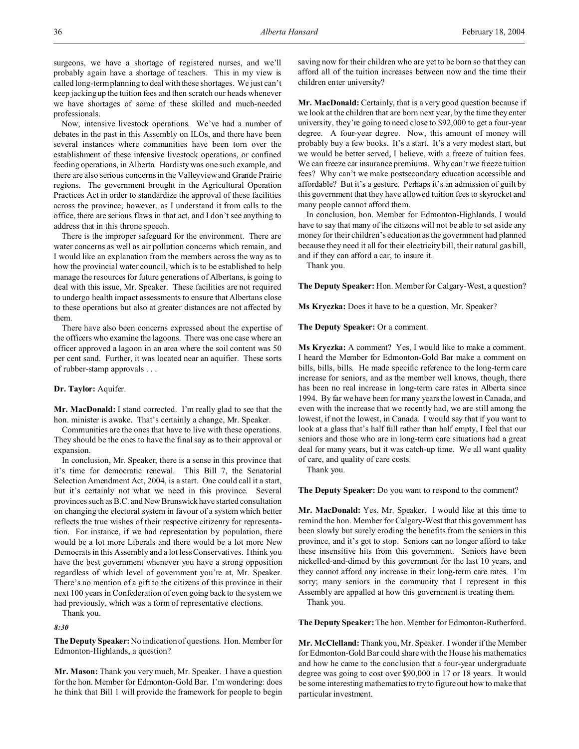surgeons, we have a shortage of registered nurses, and we'll probably again have a shortage of teachers. This in my view is called long-term planning to deal with these shortages. We just can't keep jacking up the tuition fees and then scratch our heads whenever we have shortages of some of these skilled and much-needed professionals.

Now, intensive livestock operations. We've had a number of debates in the past in this Assembly on ILOs, and there have been several instances where communities have been torn over the establishment of these intensive livestock operations, or confined feeding operations, in Alberta. Hardisty was one such example, and there are also serious concerns in the Valleyview and Grande Prairie regions. The government brought in the Agricultural Operation Practices Act in order to standardize the approval of these facilities across the province; however, as I understand it from calls to the office, there are serious flaws in that act, and I don't see anything to address that in this throne speech.

There is the improper safeguard for the environment. There are water concerns as well as air pollution concerns which remain, and I would like an explanation from the members across the way as to how the provincial water council, which is to be established to help manage the resources for future generations of Albertans, is going to deal with this issue, Mr. Speaker. These facilities are not required to undergo health impact assessments to ensure that Albertans close to these operations but also at greater distances are not affected by them.

There have also been concerns expressed about the expertise of the officers who examine the lagoons. There was one case where an officer approved a lagoon in an area where the soil content was 50 per cent sand. Further, it was located near an aquifier. These sorts of rubber-stamp approvals . . .

**Dr. Taylor:** Aquifer.

**Mr. MacDonald:** I stand corrected. I'm really glad to see that the hon. minister is awake. That's certainly a change, Mr. Speaker.

Communities are the ones that have to live with these operations. They should be the ones to have the final say as to their approval or expansion.

In conclusion, Mr. Speaker, there is a sense in this province that it's time for democratic renewal. This Bill 7, the Senatorial Selection Amendment Act, 2004, is a start. One could call it a start, but it's certainly not what we need in this province. Several provinces such as B.C. and New Brunswick have started consultation on changing the electoral system in favour of a system which better reflects the true wishes of their respective citizenry for representation. For instance, if we had representation by population, there would be a lot more Liberals and there would be a lot more New Democrats in this Assembly and a lot less Conservatives. I think you have the best government whenever you have a strong opposition regardless of which level of government you're at, Mr. Speaker. There's no mention of a gift to the citizens of this province in their next 100 years in Confederation of even going back to the system we had previously, which was a form of representative elections.

Thank you.

*8:30*

**The Deputy Speaker:** No indication of questions. Hon. Member for Edmonton-Highlands, a question?

**Mr. Mason:** Thank you very much, Mr. Speaker. I have a question for the hon. Member for Edmonton-Gold Bar. I'm wondering: does he think that Bill 1 will provide the framework for people to begin saving now for their children who are yet to be born so that they can afford all of the tuition increases between now and the time their children enter university?

**Mr. MacDonald:** Certainly, that is a very good question because if we look at the children that are born next year, by the time they enter university, they're going to need close to $92,000 to get a four-year degree. A four-year degree. Now, this amount of money will probably buy a few books. It's a start. It's a very modest start, but we would be better served, I believe, with a freeze of tuition fees. We can freeze car insurance premiums. Why can't we freeze tuition fees? Why can't we make postsecondary education accessible and affordable? But it's a gesture. Perhaps it's an admission of guilt by this government that they have allowed tuition fees to skyrocket and many people cannot afford them.

In conclusion, hon. Member for Edmonton-Highlands, I would have to say that many of the citizens will not be able to set aside any money for their children's education as the government had planned because they need it all for their electricity bill, their natural gas bill, and if they can afford a car, to insure it.

Thank you.

**The Deputy Speaker:** Hon. Member for Calgary-West, a question?

**Ms Kryczka:** Does it have to be a question, Mr. Speaker?

**The Deputy Speaker:** Or a comment.

**Ms Kryczka:** A comment? Yes, I would like to make a comment. I heard the Member for Edmonton-Gold Bar make a comment on bills, bills, bills. He made specific reference to the long-term care increase for seniors, and as the member well knows, though, there has been no real increase in long-term care rates in Alberta since 1994. By far we have been for many years the lowest in Canada, and even with the increase that we recently had, we are still among the lowest, if not the lowest, in Canada. I would say that if you want to look at a glass that's half full rather than half empty, I feel that our seniors and those who are in long-term care situations had a great deal for many years, but it was catch-up time. We all want quality of care, and quality of care costs.

Thank you.

**The Deputy Speaker:** Do you want to respond to the comment?

**Mr. MacDonald:** Yes. Mr. Speaker. I would like at this time to remind the hon. Member for Calgary-West that this government has been slowly but surely eroding the benefits from the seniors in this province, and it's got to stop. Seniors can no longer afford to take these insensitive hits from this government. Seniors have been nickelled-and-dimed by this government for the last 10 years, and they cannot afford any increase in their long-term care rates. I'm sorry; many seniors in the community that I represent in this Assembly are appalled at how this government is treating them.

Thank you.

**The Deputy Speaker:** The hon. Member for Edmonton-Rutherford.

**Mr. McClelland:** Thank you, Mr. Speaker. I wonder if the Member for Edmonton-Gold Bar could share with the House his mathematics and how he came to the conclusion that a four-year undergraduate degree was going to cost over $90,000 in 17 or 18 years. It would be some interesting mathematics to try to figure out how to make that particular investment.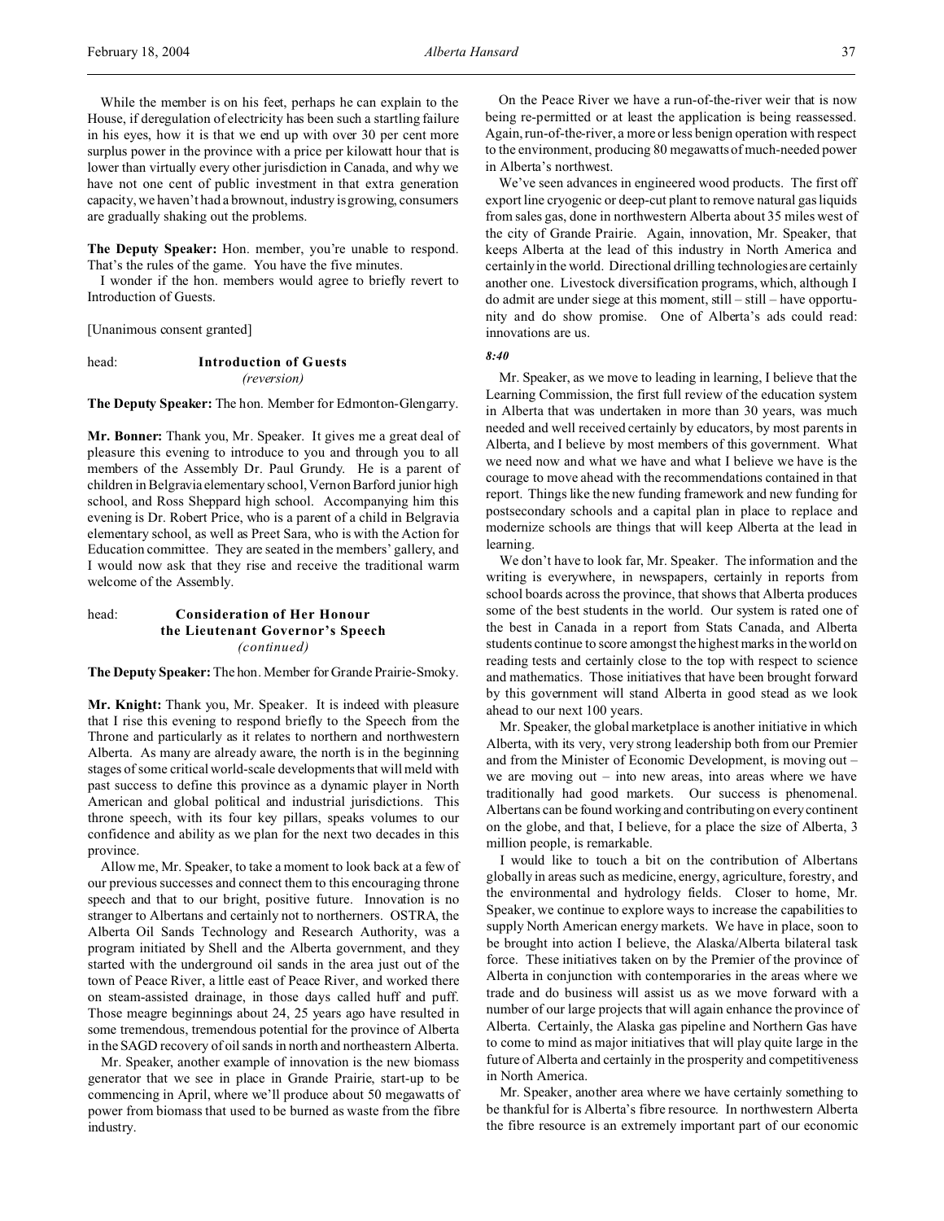While the member is on his feet, perhaps he can explain to the House, if deregulation of electricity has been such a startling failure in his eyes, how it is that we end up with over 30 per cent more surplus power in the province with a price per kilowatt hour that is lower than virtually every other jurisdiction in Canada, and why we have not one cent of public investment in that extra generation capacity, we haven't had a brownout, industry is growing, consumers are gradually shaking out the problems.

**The Deputy Speaker:** Hon. member, you're unable to respond. That's the rules of the game. You have the five minutes.

I wonder if the hon. members would agree to briefly revert to Introduction of Guests.

[Unanimous consent granted]

head: **Introduction of Guests**
*(reversion)*

**The Deputy Speaker:** The hon. Member for Edmonton-Glengarry.

**Mr. Bonner:** Thank you, Mr. Speaker. It gives me a great deal of pleasure this evening to introduce to you and through you to all members of the Assembly Dr. Paul Grundy. He is a parent of children in Belgravia elementary school, Vernon Barford junior high school, and Ross Sheppard high school. Accompanying him this evening is Dr. Robert Price, who is a parent of a child in Belgravia elementary school, as well as Preet Sara, who is with the Action for Education committee. They are seated in the members' gallery, and I would now ask that they rise and receive the traditional warm welcome of the Assembly.

head: **Consideration of Her Honour the Lieutenant Governor's Speech**
*(continued)*

**The Deputy Speaker:** The hon. Member for Grande Prairie-Smoky.

**Mr. Knight:** Thank you, Mr. Speaker. It is indeed with pleasure that I rise this evening to respond briefly to the Speech from the Throne and particularly as it relates to northern and northwestern Alberta. As many are already aware, the north is in the beginning stages of some critical world-scale developments that will meld with past success to define this province as a dynamic player in North American and global political and industrial jurisdictions. This throne speech, with its four key pillars, speaks volumes to our confidence and ability as we plan for the next two decades in this province.

Allow me, Mr. Speaker, to take a moment to look back at a few of our previous successes and connect them to this encouraging throne speech and that to our bright, positive future. Innovation is no stranger to Albertans and certainly not to northerners. OSTRA, the Alberta Oil Sands Technology and Research Authority, was a program initiated by Shell and the Alberta government, and they started with the underground oil sands in the area just out of the town of Peace River, a little east of Peace River, and worked there on steam-assisted drainage, in those days called huff and puff. Those meagre beginnings about 24, 25 years ago have resulted in some tremendous, tremendous potential for the province of Alberta in the SAGD recovery of oil sands in north and northeastern Alberta.

Mr. Speaker, another example of innovation is the new biomass generator that we see in place in Grande Prairie, start-up to be commencing in April, where we'll produce about 50 megawatts of power from biomass that used to be burned as waste from the fibre industry.

On the Peace River we have a run-of-the-river weir that is now being re-permitted or at least the application is being reassessed. Again, run-of-the-river, a more or less benign operation with respect to the environment, producing 80 megawatts of much-needed power in Alberta's northwest.

We've seen advances in engineered wood products. The first off export line cryogenic or deep-cut plant to remove natural gas liquids from sales gas, done in northwestern Alberta about 35 miles west of the city of Grande Prairie. Again, innovation, Mr. Speaker, that keeps Alberta at the lead of this industry in North America and certainly in the world. Directional drilling technologies are certainly another one. Livestock diversification programs, which, although I do admit are under siege at this moment, still – still – have opportunity and do show promise. One of Alberta's ads could read: innovations are us.

*8:40*

Mr. Speaker, as we move to leading in learning, I believe that the Learning Commission, the first full review of the education system in Alberta that was undertaken in more than 30 years, was much needed and well received certainly by educators, by most parents in Alberta, and I believe by most members of this government. What we need now and what we have and what I believe we have is the courage to move ahead with the recommendations contained in that report. Things like the new funding framework and new funding for postsecondary schools and a capital plan in place to replace and modernize schools are things that will keep Alberta at the lead in learning.

We don't have to look far, Mr. Speaker. The information and the writing is everywhere, in newspapers, certainly in reports from school boards across the province, that shows that Alberta produces some of the best students in the world. Our system is rated one of the best in Canada in a report from Stats Canada, and Alberta students continue to score amongst the highest marks in the world on reading tests and certainly close to the top with respect to science and mathematics. Those initiatives that have been brought forward by this government will stand Alberta in good stead as we look ahead to our next 100 years.

Mr. Speaker, the global marketplace is another initiative in which Alberta, with its very, very strong leadership both from our Premier and from the Minister of Economic Development, is moving out – we are moving out – into new areas, into areas where we have traditionally had good markets. Our success is phenomenal. Albertans can be found working and contributing on every continent on the globe, and that, I believe, for a place the size of Alberta, 3 million people, is remarkable.

I would like to touch a bit on the contribution of Albertans globally in areas such as medicine, energy, agriculture, forestry, and the environmental and hydrology fields. Closer to home, Mr. Speaker, we continue to explore ways to increase the capabilities to supply North American energy markets. We have in place, soon to be brought into action I believe, the Alaska/Alberta bilateral task force. These initiatives taken on by the Premier of the province of Alberta in conjunction with contemporaries in the areas where we trade and do business will assist us as we move forward with a number of our large projects that will again enhance the province of Alberta. Certainly, the Alaska gas pipeline and Northern Gas have to come to mind as major initiatives that will play quite large in the future of Alberta and certainly in the prosperity and competitiveness in North America.

Mr. Speaker, another area where we have certainly something to be thankful for is Alberta's fibre resource. In northwestern Alberta the fibre resource is an extremely important part of our economic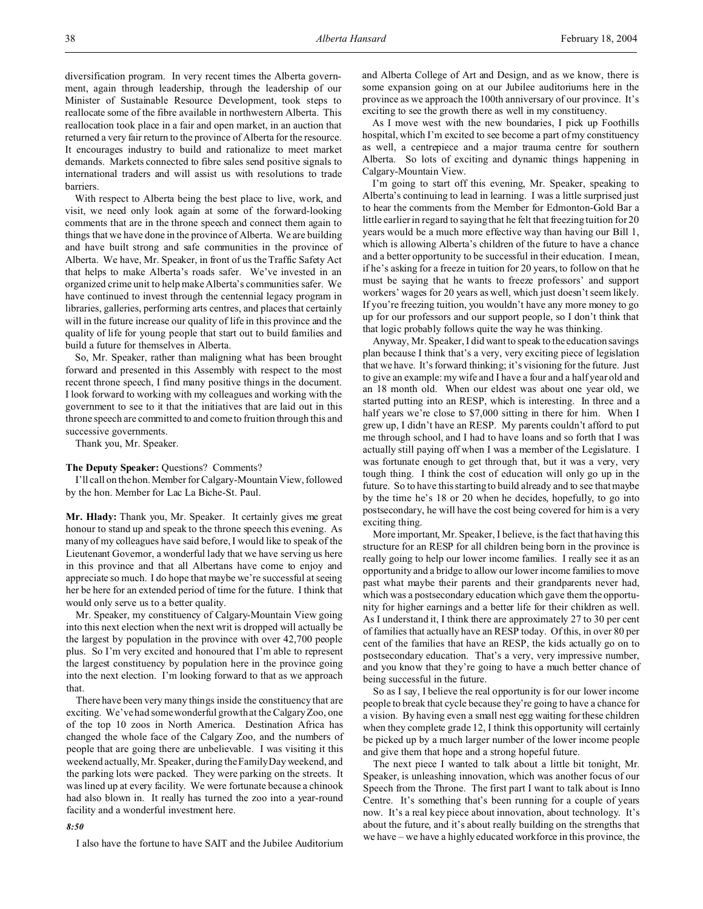diversification program. In very recent times the Alberta government, again through leadership, through the leadership of our Minister of Sustainable Resource Development, took steps to reallocate some of the fibre available in northwestern Alberta. This reallocation took place in a fair and open market, in an auction that returned a very fair return to the province of Alberta for the resource. It encourages industry to build and rationalize to meet market demands. Markets connected to fibre sales send positive signals to international traders and will assist us with resolutions to trade barriers.

With respect to Alberta being the best place to live, work, and visit, we need only look again at some of the forward-looking comments that are in the throne speech and connect them again to things that we have done in the province of Alberta. We are building and have built strong and safe communities in the province of Alberta. We have, Mr. Speaker, in front of us the Traffic Safety Act that helps to make Alberta's roads safer. We've invested in an organized crime unit to help make Alberta's communities safer. We have continued to invest through the centennial legacy program in libraries, galleries, performing arts centres, and places that certainly will in the future increase our quality of life in this province and the quality of life for young people that start out to build families and build a future for themselves in Alberta.

So, Mr. Speaker, rather than maligning what has been brought forward and presented in this Assembly with respect to the most recent throne speech, I find many positive things in the document. I look forward to working with my colleagues and working with the government to see to it that the initiatives that are laid out in this throne speech are committed to and come to fruition through this and successive governments.

Thank you, Mr. Speaker.

**The Deputy Speaker:** Questions? Comments?

I'll call on the hon. Member for Calgary-Mountain View, followed by the hon. Member for Lac La Biche-St. Paul.

**Mr. Hlady:** Thank you, Mr. Speaker. It certainly gives me great honour to stand up and speak to the throne speech this evening. As many of my colleagues have said before, I would like to speak of the Lieutenant Governor, a wonderful lady that we have serving us here in this province and that all Albertans have come to enjoy and appreciate so much. I do hope that maybe we're successful at seeing her be here for an extended period of time for the future. I think that would only serve us to a better quality.

Mr. Speaker, my constituency of Calgary-Mountain View going into this next election when the next writ is dropped will actually be the largest by population in the province with over 42,700 people plus. So I'm very excited and honoured that I'm able to represent the largest constituency by population here in the province going into the next election. I'm looking forward to that as we approach that.

There have been very many things inside the constituency that are exciting. We've had some wonderful growth at the Calgary Zoo, one of the top 10 zoos in North America. Destination Africa has changed the whole face of the Calgary Zoo, and the numbers of people that are going there are unbelievable. I was visiting it this weekend actually, Mr. Speaker, during the Family Day weekend, and the parking lots were packed. They were parking on the streets. It was lined up at every facility. We were fortunate because a chinook had also blown in. It really has turned the zoo into a year-round facility and a wonderful investment here.

*8:50*

I also have the fortune to have SAIT and the Jubilee Auditorium and Alberta College of Art and Design, and as we know, there is some expansion going on at our Jubilee auditoriums here in the province as we approach the 100th anniversary of our province. It's exciting to see the growth there as well in my constituency.

As I move west with the new boundaries, I pick up Foothills hospital, which I'm excited to see become a part of my constituency as well, a centrepiece and a major trauma centre for southern Alberta. So lots of exciting and dynamic things happening in Calgary-Mountain View.

I'm going to start off this evening, Mr. Speaker, speaking to Alberta's continuing to lead in learning. I was a little surprised just to hear the comments from the Member for Edmonton-Gold Bar a little earlier in regard to saying that he felt that freezing tuition for 20 years would be a much more effective way than having our Bill 1, which is allowing Alberta's children of the future to have a chance and a better opportunity to be successful in their education. I mean, if he's asking for a freeze in tuition for 20 years, to follow on that he must be saying that he wants to freeze professors' and support workers' wages for 20 years as well, which just doesn't seem likely. If you're freezing tuition, you wouldn't have any more money to go up for our professors and our support people, so I don't think that that logic probably follows quite the way he was thinking.

Anyway, Mr. Speaker, I did want to speak to the education savings plan because I think that's a very, very exciting piece of legislation that we have. It's forward thinking; it's visioning for the future. Just to give an example: my wife and I have a four and a half year old and an 18 month old. When our eldest was about one year old, we started putting into an RESP, which is interesting. In three and a half years we're close to $7,000 sitting in there for him. When I grew up, I didn't have an RESP. My parents couldn't afford to put me through school, and I had to have loans and so forth that I was actually still paying off when I was a member of the Legislature. I was fortunate enough to get through that, but it was a very, very tough thing. I think the cost of education will only go up in the future. So to have this starting to build already and to see that maybe by the time he's 18 or 20 when he decides, hopefully, to go into postsecondary, he will have the cost being covered for him is a very exciting thing.

More important, Mr. Speaker, I believe, is the fact that having this structure for an RESP for all children being born in the province is really going to help our lower income families. I really see it as an opportunity and a bridge to allow our lower income families to move past what maybe their parents and their grandparents never had, which was a postsecondary education which gave them the opportunity for higher earnings and a better life for their children as well. As I understand it, I think there are approximately 27 to 30 per cent of families that actually have an RESP today. Of this, in over 80 per cent of the families that have an RESP, the kids actually go on to postsecondary education. That's a very, very impressive number, and you know that they're going to have a much better chance of being successful in the future.

So as I say, I believe the real opportunity is for our lower income people to break that cycle because they're going to have a chance for a vision. By having even a small nest egg waiting for these children when they complete grade 12, I think this opportunity will certainly be picked up by a much larger number of the lower income people and give them that hope and a strong hopeful future.

The next piece I wanted to talk about a little bit tonight, Mr. Speaker, is unleashing innovation, which was another focus of our Speech from the Throne. The first part I want to talk about is Inno Centre. It's something that's been running for a couple of years now. It's a real key piece about innovation, about technology. It's about the future, and it's about really building on the strengths that we have – we have a highly educated workforce in this province, the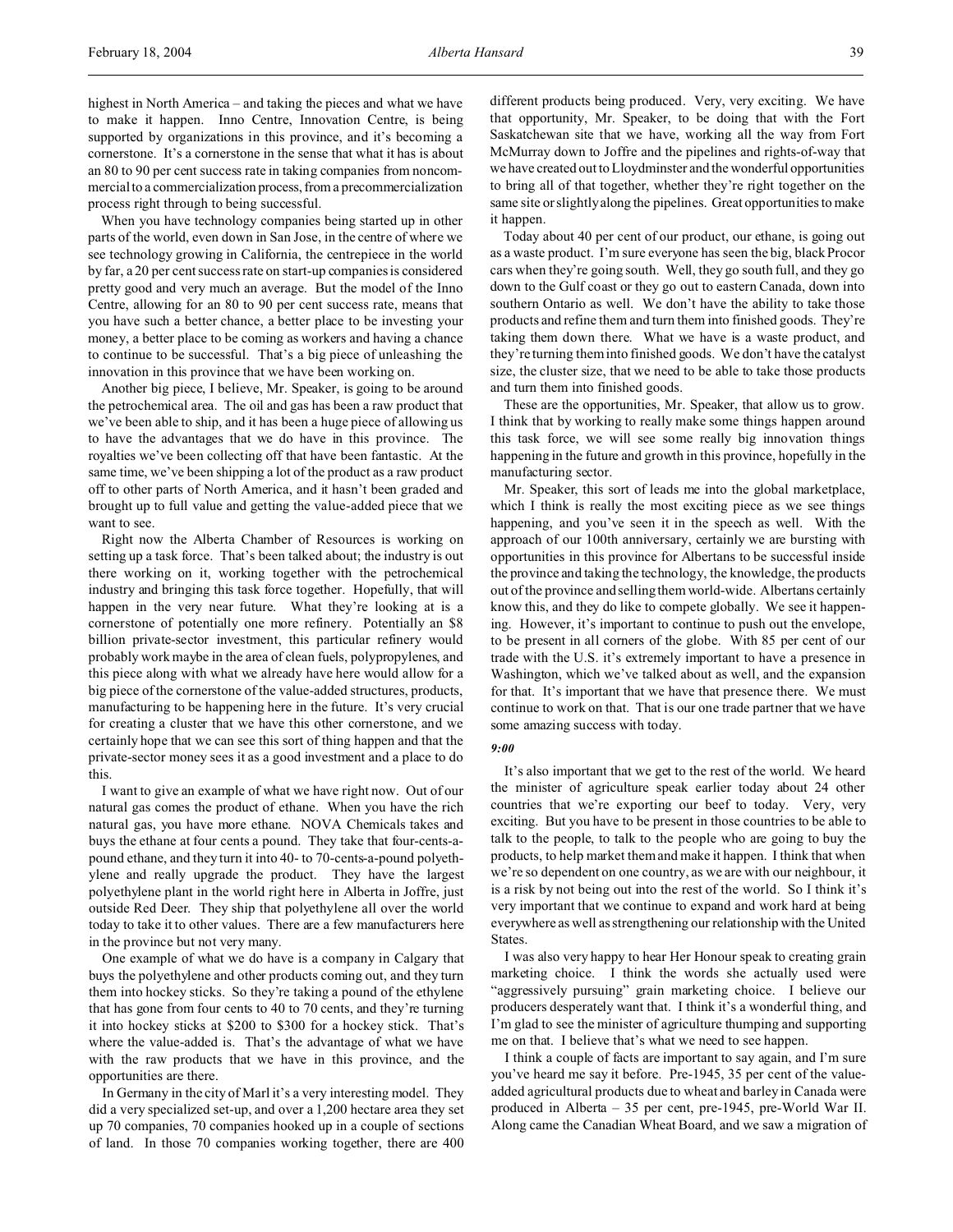highest in North America – and taking the pieces and what we have to make it happen. Inno Centre, Innovation Centre, is being supported by organizations in this province, and it's becoming a cornerstone. It's a cornerstone in the sense that what it has is about an 80 to 90 per cent success rate in taking companies from noncommercial to a commercialization process, from a precommercialization process right through to being successful.

When you have technology companies being started up in other parts of the world, even down in San Jose, in the centre of where we see technology growing in California, the centrepiece in the world by far, a 20 per cent success rate on start-up companies is considered pretty good and very much an average. But the model of the Inno Centre, allowing for an 80 to 90 per cent success rate, means that you have such a better chance, a better place to be investing your money, a better place to be coming as workers and having a chance to continue to be successful. That's a big piece of unleashing the innovation in this province that we have been working on.

Another big piece, I believe, Mr. Speaker, is going to be around the petrochemical area. The oil and gas has been a raw product that we've been able to ship, and it has been a huge piece of allowing us to have the advantages that we do have in this province. The royalties we've been collecting off that have been fantastic. At the same time, we've been shipping a lot of the product as a raw product off to other parts of North America, and it hasn't been graded and brought up to full value and getting the value-added piece that we want to see.

Right now the Alberta Chamber of Resources is working on setting up a task force. That's been talked about; the industry is out there working on it, working together with the petrochemical industry and bringing this task force together. Hopefully, that will happen in the very near future. What they're looking at is a cornerstone of potentially one more refinery. Potentially an $8 billion private-sector investment, this particular refinery would probably work maybe in the area of clean fuels, polypropylenes, and this piece along with what we already have here would allow for a big piece of the cornerstone of the value-added structures, products, manufacturing to be happening here in the future. It's very crucial for creating a cluster that we have this other cornerstone, and we certainly hope that we can see this sort of thing happen and that the private-sector money sees it as a good investment and a place to do this.

I want to give an example of what we have right now. Out of our natural gas comes the product of ethane. When you have the rich natural gas, you have more ethane. NOVA Chemicals takes and buys the ethane at four cents a pound. They take that four-cents-a-pound ethane, and they turn it into 40- to 70-cents-a-pound polyethylene and really upgrade the product. They have the largest polyethylene plant in the world right here in Alberta in Joffre, just outside Red Deer. They ship that polyethylene all over the world today to take it to other values. There are a few manufacturers here in the province but not very many.

One example of what we do have is a company in Calgary that buys the polyethylene and other products coming out, and they turn them into hockey sticks. So they're taking a pound of the ethylene that has gone from four cents to 40 to 70 cents, and they're turning it into hockey sticks at $200 to $300 for a hockey stick. That's where the value-added is. That's the advantage of what we have with the raw products that we have in this province, and the opportunities are there.

In Germany in the city of Marl it's a very interesting model. They did a very specialized set-up, and over a 1,200 hectare area they set up 70 companies, 70 companies hooked up in a couple of sections of land. In those 70 companies working together, there are 400 different products being produced. Very, very exciting. We have that opportunity, Mr. Speaker, to be doing that with the Fort Saskatchewan site that we have, working all the way from Fort McMurray down to Joffre and the pipelines and rights-of-way that we have created out to Lloydminster and the wonderful opportunities to bring all of that together, whether they're right together on the same site or slightly along the pipelines. Great opportunities to make it happen.

Today about 40 per cent of our product, our ethane, is going out as a waste product. I'm sure everyone has seen the big, black Procor cars when they're going south. Well, they go south full, and they go down to the Gulf coast or they go out to eastern Canada, down into southern Ontario as well. We don't have the ability to take those products and refine them and turn them into finished goods. They're taking them down there. What we have is a waste product, and they're turning them into finished goods. We don't have the catalyst size, the cluster size, that we need to be able to take those products and turn them into finished goods.

These are the opportunities, Mr. Speaker, that allow us to grow. I think that by working to really make some things happen around this task force, we will see some really big innovation things happening in the future and growth in this province, hopefully in the manufacturing sector.

Mr. Speaker, this sort of leads me into the global marketplace, which I think is really the most exciting piece as we see things happening, and you've seen it in the speech as well. With the approach of our 100th anniversary, certainly we are bursting with opportunities in this province for Albertans to be successful inside the province and taking the technology, the knowledge, the products out of the province and selling them world-wide. Albertans certainly know this, and they do like to compete globally. We see it happening. However, it's important to continue to push out the envelope, to be present in all corners of the globe. With 85 per cent of our trade with the U.S. it's extremely important to have a presence in Washington, which we've talked about as well, and the expansion for that. It's important that we have that presence there. We must continue to work on that. That is our one trade partner that we have some amazing success with today.

*9:00*

It's also important that we get to the rest of the world. We heard the minister of agriculture speak earlier today about 24 other countries that we're exporting our beef to today. Very, very exciting. But you have to be present in those countries to be able to talk to the people, to talk to the people who are going to buy the products, to help market them and make it happen. I think that when we're so dependent on one country, as we are with our neighbour, it is a risk by not being out into the rest of the world. So I think it's very important that we continue to expand and work hard at being everywhere as well as strengthening our relationship with the United States.

I was also very happy to hear Her Honour speak to creating grain marketing choice. I think the words she actually used were "aggressively pursuing" grain marketing choice. I believe our producers desperately want that. I think it's a wonderful thing, and I'm glad to see the minister of agriculture thumping and supporting me on that. I believe that's what we need to see happen.

I think a couple of facts are important to say again, and I'm sure you've heard me say it before. Pre-1945, 35 per cent of the value-added agricultural products due to wheat and barley in Canada were produced in Alberta – 35 per cent, pre-1945, pre-World War II. Along came the Canadian Wheat Board, and we saw a migration of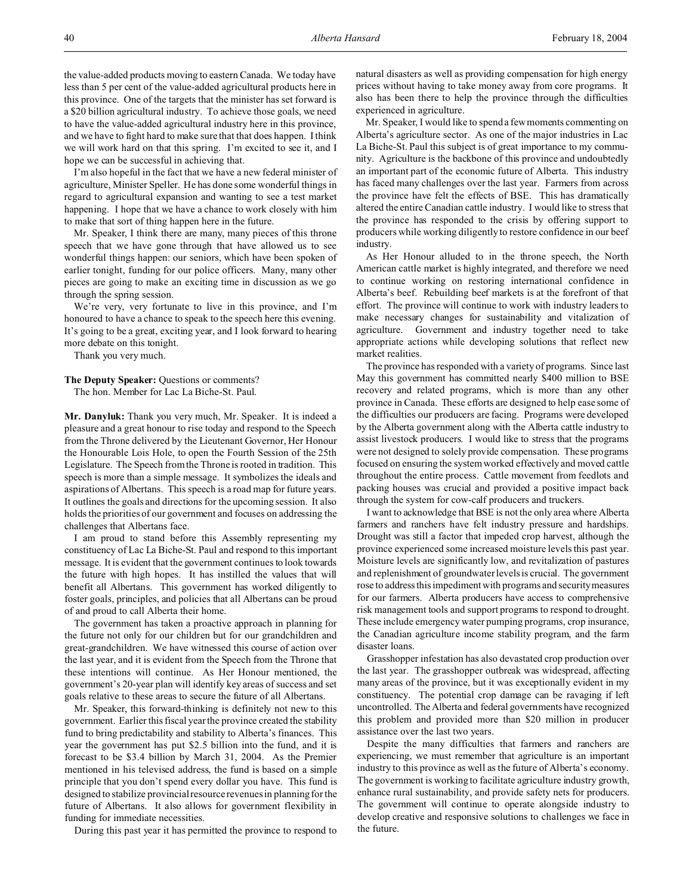the value-added products moving to eastern Canada. We today have less than 5 per cent of the value-added agricultural products here in this province. One of the targets that the minister has set forward is a $20 billion agricultural industry. To achieve those goals, we need to have the value-added agricultural industry here in this province, and we have to fight hard to make sure that that does happen. I think we will work hard on that this spring. I'm excited to see it, and I hope we can be successful in achieving that.

I'm also hopeful in the fact that we have a new federal minister of agriculture, Minister Speller. He has done some wonderful things in regard to agricultural expansion and wanting to see a test market happening. I hope that we have a chance to work closely with him to make that sort of thing happen here in the future.

Mr. Speaker, I think there are many, many pieces of this throne speech that we have gone through that have allowed us to see wonderful things happen: our seniors, which have been spoken of earlier tonight, funding for our police officers. Many, many other pieces are going to make an exciting time in discussion as we go through the spring session.

We're very, very fortunate to live in this province, and I'm honoured to have a chance to speak to the speech here this evening. It's going to be a great, exciting year, and I look forward to hearing more debate on this tonight.

Thank you very much.

**The Deputy Speaker:** Questions or comments?

The hon. Member for Lac La Biche-St. Paul.

**Mr. Danyluk:** Thank you very much, Mr. Speaker. It is indeed a pleasure and a great honour to rise today and respond to the Speech from the Throne delivered by the Lieutenant Governor, Her Honour the Honourable Lois Hole, to open the Fourth Session of the 25th Legislature. The Speech from the Throne is rooted in tradition. This speech is more than a simple message. It symbolizes the ideals and aspirations of Albertans. This speech is a road map for future years. It outlines the goals and directions for the upcoming session. It also holds the priorities of our government and focuses on addressing the challenges that Albertans face.

I am proud to stand before this Assembly representing my constituency of Lac La Biche-St. Paul and respond to this important message. It is evident that the government continues to look towards the future with high hopes. It has instilled the values that will benefit all Albertans. This government has worked diligently to foster goals, principles, and policies that all Albertans can be proud of and proud to call Alberta their home.

The government has taken a proactive approach in planning for the future not only for our children but for our grandchildren and great-grandchildren. We have witnessed this course of action over the last year, and it is evident from the Speech from the Throne that these intentions will continue. As Her Honour mentioned, the government's 20-year plan will identify key areas of success and set goals relative to these areas to secure the future of all Albertans.

Mr. Speaker, this forward-thinking is definitely not new to this government. Earlier this fiscal year the province created the stability fund to bring predictability and stability to Alberta's finances. This year the government has put $2.5 billion into the fund, and it is forecast to be $3.4 billion by March 31, 2004. As the Premier mentioned in his televised address, the fund is based on a simple principle that you don't spend every dollar you have. This fund is designed to stabilize provincial resource revenues in planning for the future of Albertans. It also allows for government flexibility in funding for immediate necessities.

During this past year it has permitted the province to respond to natural disasters as well as providing compensation for high energy prices without having to take money away from core programs. It also has been there to help the province through the difficulties experienced in agriculture.

Mr. Speaker, I would like to spend a few moments commenting on Alberta's agriculture sector. As one of the major industries in Lac La Biche-St. Paul this subject is of great importance to my community. Agriculture is the backbone of this province and undoubtedly an important part of the economic future of Alberta. This industry has faced many challenges over the last year. Farmers from across the province have felt the effects of BSE. This has dramatically altered the entire Canadian cattle industry. I would like to stress that the province has responded to the crisis by offering support to producers while working diligently to restore confidence in our beef industry.

As Her Honour alluded to in the throne speech, the North American cattle market is highly integrated, and therefore we need to continue working on restoring international confidence in Alberta's beef. Rebuilding beef markets is at the forefront of that effort. The province will continue to work with industry leaders to make necessary changes for sustainability and vitalization of agriculture. Government and industry together need to take appropriate actions while developing solutions that reflect new market realities.

The province has responded with a variety of programs. Since last May this government has committed nearly $400 million to BSE recovery and related programs, which is more than any other province in Canada. These efforts are designed to help ease some of the difficulties our producers are facing. Programs were developed by the Alberta government along with the Alberta cattle industry to assist livestock producers. I would like to stress that the programs were not designed to solely provide compensation. These programs focused on ensuring the system worked effectively and moved cattle throughout the entire process. Cattle movement from feedlots and packing houses was crucial and provided a positive impact back through the system for cow-calf producers and truckers.

I want to acknowledge that BSE is not the only area where Alberta farmers and ranchers have felt industry pressure and hardships. Drought was still a factor that impeded crop harvest, although the province experienced some increased moisture levels this past year. Moisture levels are significantly low, and revitalization of pastures and replenishment of groundwater levels is crucial. The government rose to address this impediment with programs and security measures for our farmers. Alberta producers have access to comprehensive risk management tools and support programs to respond to drought. These include emergency water pumping programs, crop insurance, the Canadian agriculture income stability program, and the farm disaster loans.

Grasshopper infestation has also devastated crop production over the last year. The grasshopper outbreak was widespread, affecting many areas of the province, but it was exceptionally evident in my constituency. The potential crop damage can be ravaging if left uncontrolled. The Alberta and federal governments have recognized this problem and provided more than $20 million in producer assistance over the last two years.

Despite the many difficulties that farmers and ranchers are experiencing, we must remember that agriculture is an important industry to this province as well as the future of Alberta's economy. The government is working to facilitate agriculture industry growth, enhance rural sustainability, and provide safety nets for producers. The government will continue to operate alongside industry to develop creative and responsive solutions to challenges we face in the future.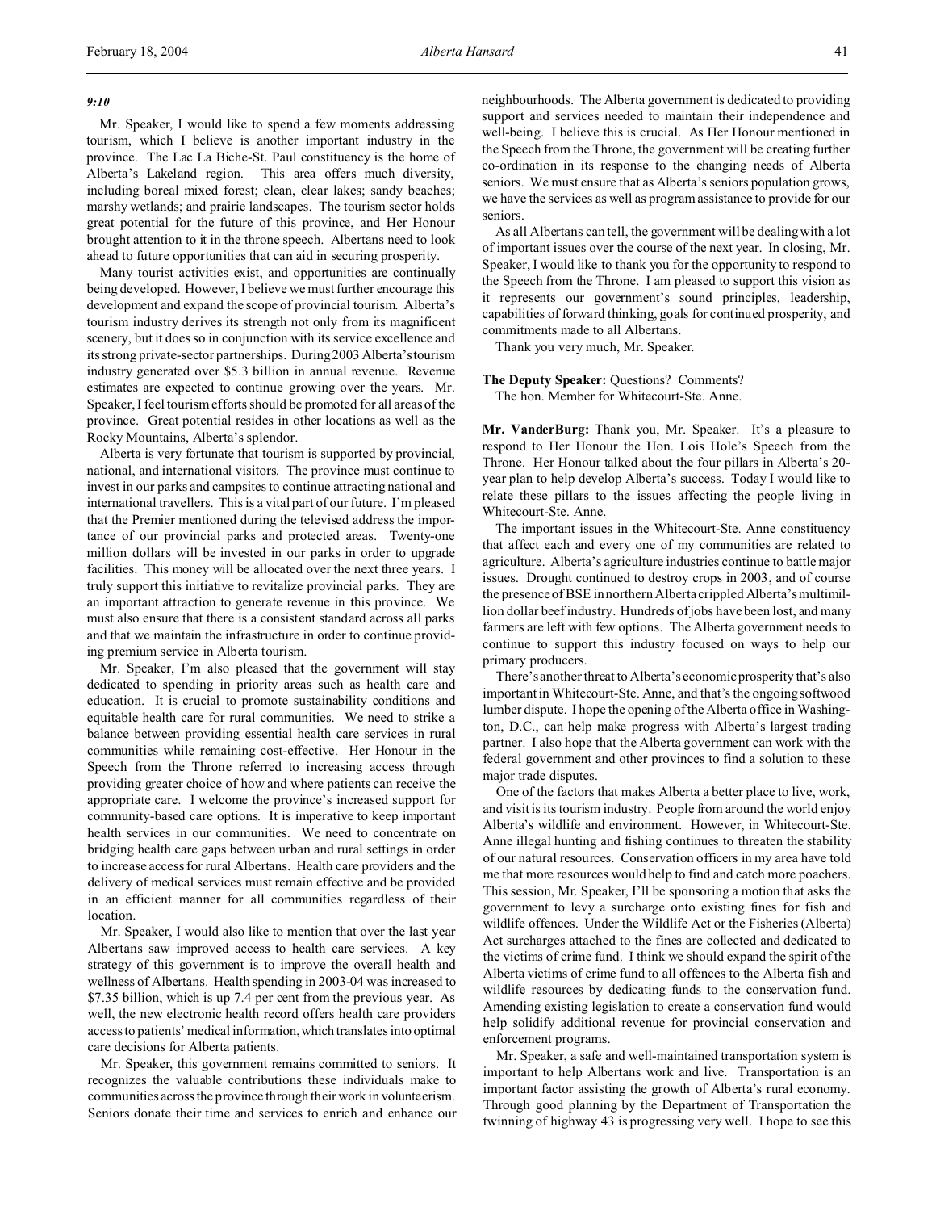*9:10*

Mr. Speaker, I would like to spend a few moments addressing tourism, which I believe is another important industry in the province. The Lac La Biche-St. Paul constituency is the home of Alberta's Lakeland region. This area offers much diversity, including boreal mixed forest; clean, clear lakes; sandy beaches; marshy wetlands; and prairie landscapes. The tourism sector holds great potential for the future of this province, and Her Honour brought attention to it in the throne speech. Albertans need to look ahead to future opportunities that can aid in securing prosperity.

Many tourist activities exist, and opportunities are continually being developed. However, I believe we must further encourage this development and expand the scope of provincial tourism. Alberta's tourism industry derives its strength not only from its magnificent scenery, but it does so in conjunction with its service excellence and its strong private-sector partnerships. During 2003 Alberta's tourism industry generated over $5.3 billion in annual revenue. Revenue estimates are expected to continue growing over the years. Mr. Speaker, I feel tourism efforts should be promoted for all areas of the province. Great potential resides in other locations as well as the Rocky Mountains, Alberta's splendor.

Alberta is very fortunate that tourism is supported by provincial, national, and international visitors. The province must continue to invest in our parks and campsites to continue attracting national and international travellers. This is a vital part of our future. I'm pleased that the Premier mentioned during the televised address the importance of our provincial parks and protected areas. Twenty-one million dollars will be invested in our parks in order to upgrade facilities. This money will be allocated over the next three years. I truly support this initiative to revitalize provincial parks. They are an important attraction to generate revenue in this province. We must also ensure that there is a consistent standard across all parks and that we maintain the infrastructure in order to continue providing premium service in Alberta tourism.

Mr. Speaker, I'm also pleased that the government will stay dedicated to spending in priority areas such as health care and education. It is crucial to promote sustainability conditions and equitable health care for rural communities. We need to strike a balance between providing essential health care services in rural communities while remaining cost-effective. Her Honour in the Speech from the Throne referred to increasing access through providing greater choice of how and where patients can receive the appropriate care. I welcome the province's increased support for community-based care options. It is imperative to keep important health services in our communities. We need to concentrate on bridging health care gaps between urban and rural settings in order to increase access for rural Albertans. Health care providers and the delivery of medical services must remain effective and be provided in an efficient manner for all communities regardless of their location.

Mr. Speaker, I would also like to mention that over the last year Albertans saw improved access to health care services. A key strategy of this government is to improve the overall health and wellness of Albertans. Health spending in 2003-04 was increased to $7.35 billion, which is up 7.4 per cent from the previous year. As well, the new electronic health record offers health care providers access to patients' medical information, which translates into optimal care decisions for Alberta patients.

Mr. Speaker, this government remains committed to seniors. It recognizes the valuable contributions these individuals make to communities across the province through their work in volunteerism. Seniors donate their time and services to enrich and enhance our neighbourhoods. The Alberta government is dedicated to providing support and services needed to maintain their independence and well-being. I believe this is crucial. As Her Honour mentioned in the Speech from the Throne, the government will be creating further co-ordination in its response to the changing needs of Alberta seniors. We must ensure that as Alberta's seniors population grows, we have the services as well as program assistance to provide for our seniors.

As all Albertans can tell, the government will be dealing with a lot of important issues over the course of the next year. In closing, Mr. Speaker, I would like to thank you for the opportunity to respond to the Speech from the Throne. I am pleased to support this vision as it represents our government's sound principles, leadership, capabilities of forward thinking, goals for continued prosperity, and commitments made to all Albertans.

Thank you very much, Mr. Speaker.

**The Deputy Speaker:** Questions? Comments?

The hon. Member for Whitecourt-Ste. Anne.

**Mr. VanderBurg:** Thank you, Mr. Speaker. It's a pleasure to respond to Her Honour the Hon. Lois Hole's Speech from the Throne. Her Honour talked about the four pillars in Alberta's 20-year plan to help develop Alberta's success. Today I would like to relate these pillars to the issues affecting the people living in Whitecourt-Ste. Anne.

The important issues in the Whitecourt-Ste. Anne constituency that affect each and every one of my communities are related to agriculture. Alberta's agriculture industries continue to battle major issues. Drought continued to destroy crops in 2003, and of course the presence of BSE in northern Alberta crippled Alberta's multimillion dollar beef industry. Hundreds of jobs have been lost, and many farmers are left with few options. The Alberta government needs to continue to support this industry focused on ways to help our primary producers.

There's another threat to Alberta's economic prosperity that's also important in Whitecourt-Ste. Anne, and that's the ongoing softwood lumber dispute. I hope the opening of the Alberta office in Washington, D.C., can help make progress with Alberta's largest trading partner. I also hope that the Alberta government can work with the federal government and other provinces to find a solution to these major trade disputes.

One of the factors that makes Alberta a better place to live, work, and visit is its tourism industry. People from around the world enjoy Alberta's wildlife and environment. However, in Whitecourt-Ste. Anne illegal hunting and fishing continues to threaten the stability of our natural resources. Conservation officers in my area have told me that more resources would help to find and catch more poachers. This session, Mr. Speaker, I'll be sponsoring a motion that asks the government to levy a surcharge onto existing fines for fish and wildlife offences. Under the Wildlife Act or the Fisheries (Alberta) Act surcharges attached to the fines are collected and dedicated to the victims of crime fund. I think we should expand the spirit of the Alberta victims of crime fund to all offences to the Alberta fish and wildlife resources by dedicating funds to the conservation fund. Amending existing legislation to create a conservation fund would help solidify additional revenue for provincial conservation and enforcement programs.

Mr. Speaker, a safe and well-maintained transportation system is important to help Albertans work and live. Transportation is an important factor assisting the growth of Alberta's rural economy. Through good planning by the Department of Transportation the twinning of highway 43 is progressing very well. I hope to see this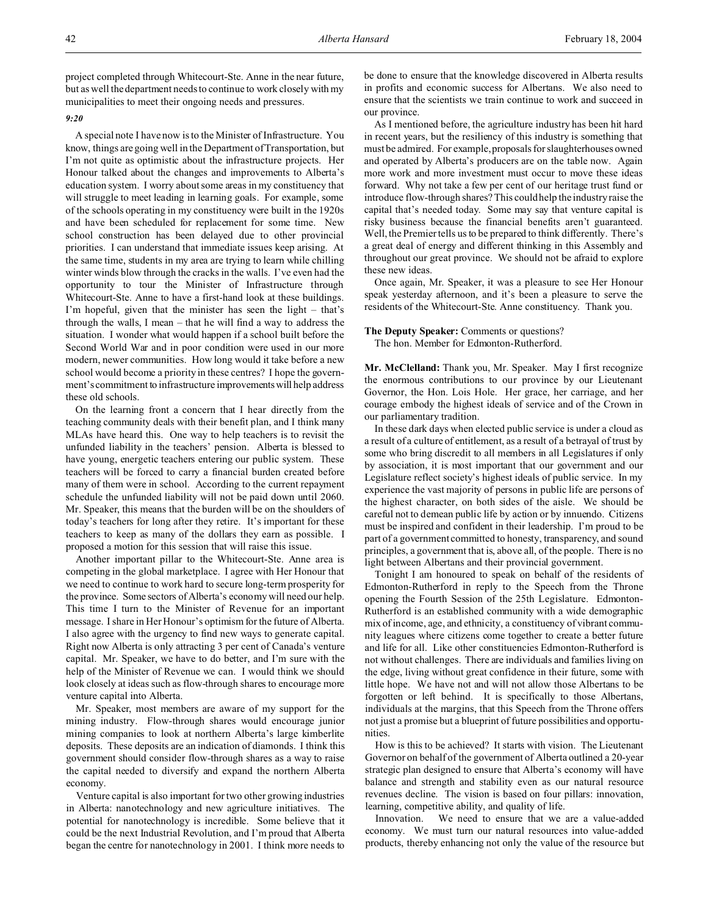project completed through Whitecourt-Ste. Anne in the near future, but as well the department needs to continue to work closely with my municipalities to meet their ongoing needs and pressures.

*9:20*

A special note I have now is to the Minister of Infrastructure. You know, things are going well in the Department of Transportation, but I'm not quite as optimistic about the infrastructure projects. Her Honour talked about the changes and improvements to Alberta's education system. I worry about some areas in my constituency that will struggle to meet leading in learning goals. For example, some of the schools operating in my constituency were built in the 1920s and have been scheduled for replacement for some time. New school construction has been delayed due to other provincial priorities. I can understand that immediate issues keep arising. At the same time, students in my area are trying to learn while chilling winter winds blow through the cracks in the walls. I've even had the opportunity to tour the Minister of Infrastructure through Whitecourt-Ste. Anne to have a first-hand look at these buildings. I'm hopeful, given that the minister has seen the light – that's through the walls, I mean – that he will find a way to address the situation. I wonder what would happen if a school built before the Second World War and in poor condition were used in our more modern, newer communities. How long would it take before a new school would become a priority in these centres? I hope the government's commitment to infrastructure improvements will help address these old schools.

On the learning front a concern that I hear directly from the teaching community deals with their benefit plan, and I think many MLAs have heard this. One way to help teachers is to revisit the unfunded liability in the teachers' pension. Alberta is blessed to have young, energetic teachers entering our public system. These teachers will be forced to carry a financial burden created before many of them were in school. According to the current repayment schedule the unfunded liability will not be paid down until 2060. Mr. Speaker, this means that the burden will be on the shoulders of today's teachers for long after they retire. It's important for these teachers to keep as many of the dollars they earn as possible. I proposed a motion for this session that will raise this issue.

Another important pillar to the Whitecourt-Ste. Anne area is competing in the global marketplace. I agree with Her Honour that we need to continue to work hard to secure long-term prosperity for the province. Some sectors of Alberta's economy will need our help. This time I turn to the Minister of Revenue for an important message. I share in Her Honour's optimism for the future of Alberta. I also agree with the urgency to find new ways to generate capital. Right now Alberta is only attracting 3 per cent of Canada's venture capital. Mr. Speaker, we have to do better, and I'm sure with the help of the Minister of Revenue we can. I would think we should look closely at ideas such as flow-through shares to encourage more venture capital into Alberta.

Mr. Speaker, most members are aware of my support for the mining industry. Flow-through shares would encourage junior mining companies to look at northern Alberta's large kimberlite deposits. These deposits are an indication of diamonds. I think this government should consider flow-through shares as a way to raise the capital needed to diversify and expand the northern Alberta economy.

Venture capital is also important for two other growing industries in Alberta: nanotechnology and new agriculture initiatives. The potential for nanotechnology is incredible. Some believe that it could be the next Industrial Revolution, and I'm proud that Alberta began the centre for nanotechnology in 2001. I think more needs to be done to ensure that the knowledge discovered in Alberta results in profits and economic success for Albertans. We also need to ensure that the scientists we train continue to work and succeed in our province.

As I mentioned before, the agriculture industry has been hit hard in recent years, but the resiliency of this industry is something that must be admired. For example, proposals for slaughterhouses owned and operated by Alberta's producers are on the table now. Again more work and more investment must occur to move these ideas forward. Why not take a few per cent of our heritage trust fund or introduce flow-through shares? This could help the industry raise the capital that's needed today. Some may say that venture capital is risky business because the financial benefits aren't guaranteed. Well, the Premier tells us to be prepared to think differently. There's a great deal of energy and different thinking in this Assembly and throughout our great province. We should not be afraid to explore these new ideas.

Once again, Mr. Speaker, it was a pleasure to see Her Honour speak yesterday afternoon, and it's been a pleasure to serve the residents of the Whitecourt-Ste. Anne constituency. Thank you.

**The Deputy Speaker:** Comments or questions?

The hon. Member for Edmonton-Rutherford.

**Mr. McClelland:** Thank you, Mr. Speaker. May I first recognize the enormous contributions to our province by our Lieutenant Governor, the Hon. Lois Hole. Her grace, her carriage, and her courage embody the highest ideals of service and of the Crown in our parliamentary tradition.

In these dark days when elected public service is under a cloud as a result of a culture of entitlement, as a result of a betrayal of trust by some who bring discredit to all members in all Legislatures if only by association, it is most important that our government and our Legislature reflect society's highest ideals of public service. In my experience the vast majority of persons in public life are persons of the highest character, on both sides of the aisle. We should be careful not to demean public life by action or by innuendo. Citizens must be inspired and confident in their leadership. I'm proud to be part of a government committed to honesty, transparency, and sound principles, a government that is, above all, of the people. There is no light between Albertans and their provincial government.

Tonight I am honoured to speak on behalf of the residents of Edmonton-Rutherford in reply to the Speech from the Throne opening the Fourth Session of the 25th Legislature. Edmonton-Rutherford is an established community with a wide demographic mix of income, age, and ethnicity, a constituency of vibrant community leagues where citizens come together to create a better future and life for all. Like other constituencies Edmonton-Rutherford is not without challenges. There are individuals and families living on the edge, living without great confidence in their future, some with little hope. We have not and will not allow those Albertans to be forgotten or left behind. It is specifically to those Albertans, individuals at the margins, that this Speech from the Throne offers not just a promise but a blueprint of future possibilities and opportunities.

How is this to be achieved? It starts with vision. The Lieutenant Governor on behalf of the government of Alberta outlined a 20-year strategic plan designed to ensure that Alberta's economy will have balance and strength and stability even as our natural resource revenues decline. The vision is based on four pillars: innovation, learning, competitive ability, and quality of life.

Innovation. We need to ensure that we are a value-added economy. We must turn our natural resources into value-added products, thereby enhancing not only the value of the resource but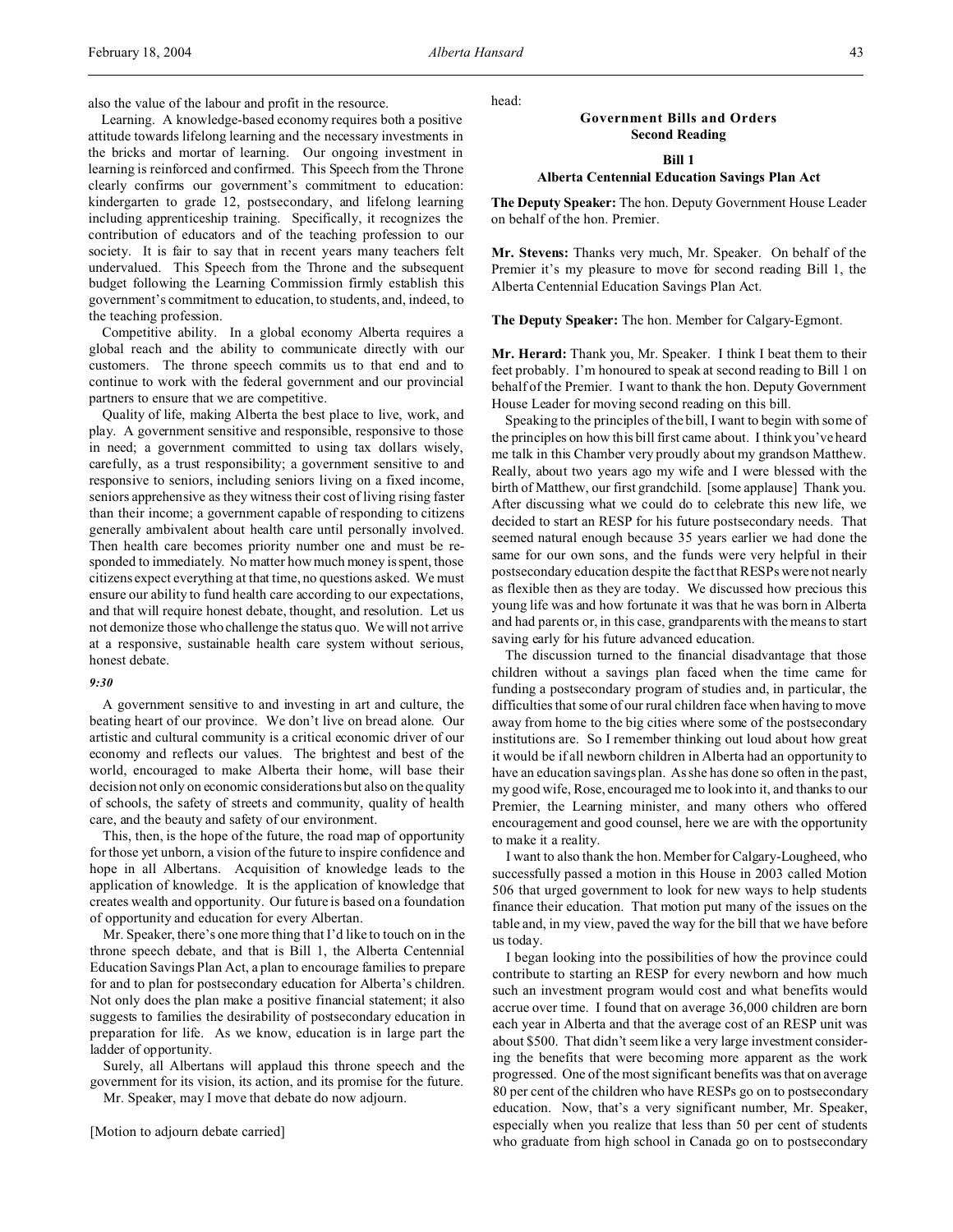also the value of the labour and profit in the resource.

Learning. A knowledge-based economy requires both a positive attitude towards lifelong learning and the necessary investments in the bricks and mortar of learning. Our ongoing investment in learning is reinforced and confirmed. This Speech from the Throne clearly confirms our government's commitment to education: kindergarten to grade 12, postsecondary, and lifelong learning including apprenticeship training. Specifically, it recognizes the contribution of educators and of the teaching profession to our society. It is fair to say that in recent years many teachers felt undervalued. This Speech from the Throne and the subsequent budget following the Learning Commission firmly establish this government's commitment to education, to students, and, indeed, to the teaching profession.

Competitive ability. In a global economy Alberta requires a global reach and the ability to communicate directly with our customers. The throne speech commits us to that end and to continue to work with the federal government and our provincial partners to ensure that we are competitive.

Quality of life, making Alberta the best place to live, work, and play. A government sensitive and responsible, responsive to those in need; a government committed to using tax dollars wisely, carefully, as a trust responsibility; a government sensitive to and responsive to seniors, including seniors living on a fixed income, seniors apprehensive as they witness their cost of living rising faster than their income; a government capable of responding to citizens generally ambivalent about health care until personally involved. Then health care becomes priority number one and must be responded to immediately. No matter how much money is spent, those citizens expect everything at that time, no questions asked. We must ensure our ability to fund health care according to our expectations, and that will require honest debate, thought, and resolution. Let us not demonize those who challenge the status quo. We will not arrive at a responsive, sustainable health care system without serious, honest debate.

*9:30*

A government sensitive to and investing in art and culture, the beating heart of our province. We don't live on bread alone. Our artistic and cultural community is a critical economic driver of our economy and reflects our values. The brightest and best of the world, encouraged to make Alberta their home, will base their decision not only on economic considerations but also on the quality of schools, the safety of streets and community, quality of health care, and the beauty and safety of our environment.

This, then, is the hope of the future, the road map of opportunity for those yet unborn, a vision of the future to inspire confidence and hope in all Albertans. Acquisition of knowledge leads to the application of knowledge. It is the application of knowledge that creates wealth and opportunity. Our future is based on a foundation of opportunity and education for every Albertan.

Mr. Speaker, there's one more thing that I'd like to touch on in the throne speech debate, and that is Bill 1, the Alberta Centennial Education Savings Plan Act, a plan to encourage families to prepare for and to plan for postsecondary education for Alberta's children. Not only does the plan make a positive financial statement; it also suggests to families the desirability of postsecondary education in preparation for life. As we know, education is in large part the ladder of opportunity.

Surely, all Albertans will applaud this throne speech and the government for its vision, its action, and its promise for the future.

Mr. Speaker, may I move that debate do now adjourn.

[Motion to adjourn debate carried]

head:

### Government Bills and Orders
### Second Reading

#### Bill 1
#### Alberta Centennial Education Savings Plan Act

**The Deputy Speaker:** The hon. Deputy Government House Leader on behalf of the hon. Premier.

**Mr. Stevens:** Thanks very much, Mr. Speaker. On behalf of the Premier it's my pleasure to move for second reading Bill 1, the Alberta Centennial Education Savings Plan Act.

**The Deputy Speaker:** The hon. Member for Calgary-Egmont.

**Mr. Herard:** Thank you, Mr. Speaker. I think I beat them to their feet probably. I'm honoured to speak at second reading to Bill 1 on behalf of the Premier. I want to thank the hon. Deputy Government House Leader for moving second reading on this bill.

Speaking to the principles of the bill, I want to begin with some of the principles on how this bill first came about. I think you've heard me talk in this Chamber very proudly about my grandson Matthew. Really, about two years ago my wife and I were blessed with the birth of Matthew, our first grandchild. [some applause] Thank you. After discussing what we could do to celebrate this new life, we decided to start an RESP for his future postsecondary needs. That seemed natural enough because 35 years earlier we had done the same for our own sons, and the funds were very helpful in their postsecondary education despite the fact that RESPs were not nearly as flexible then as they are today. We discussed how precious this young life was and how fortunate it was that he was born in Alberta and had parents or, in this case, grandparents with the means to start saving early for his future advanced education.

The discussion turned to the financial disadvantage that those children without a savings plan faced when the time came for funding a postsecondary program of studies and, in particular, the difficulties that some of our rural children face when having to move away from home to the big cities where some of the postsecondary institutions are. So I remember thinking out loud about how great it would be if all newborn children in Alberta had an opportunity to have an education savings plan. As she has done so often in the past, my good wife, Rose, encouraged me to look into it, and thanks to our Premier, the Learning minister, and many others who offered encouragement and good counsel, here we are with the opportunity to make it a reality.

I want to also thank the hon. Member for Calgary-Lougheed, who successfully passed a motion in this House in 2003 called Motion 506 that urged government to look for new ways to help students finance their education. That motion put many of the issues on the table and, in my view, paved the way for the bill that we have before us today.

I began looking into the possibilities of how the province could contribute to starting an RESP for every newborn and how much such an investment program would cost and what benefits would accrue over time. I found that on average 36,000 children are born each year in Alberta and that the average cost of an RESP unit was about $500. That didn't seem like a very large investment considering the benefits that were becoming more apparent as the work progressed. One of the most significant benefits was that on average 80 per cent of the children who have RESPs go on to postsecondary education. Now, that's a very significant number, Mr. Speaker, especially when you realize that less than 50 per cent of students who graduate from high school in Canada go on to postsecondary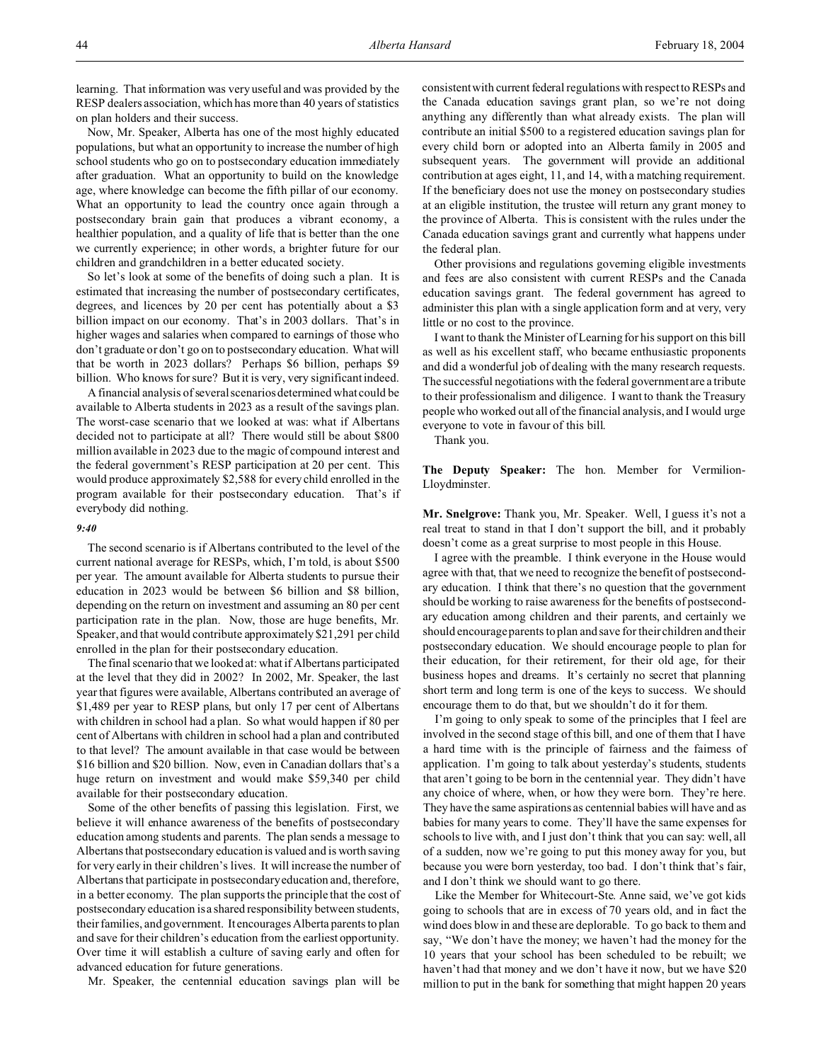learning. That information was very useful and was provided by the RESP dealers association, which has more than 40 years of statistics on plan holders and their success.

Now, Mr. Speaker, Alberta has one of the most highly educated populations, but what an opportunity to increase the number of high school students who go on to postsecondary education immediately after graduation. What an opportunity to build on the knowledge age, where knowledge can become the fifth pillar of our economy. What an opportunity to lead the country once again through a postsecondary brain gain that produces a vibrant economy, a healthier population, and a quality of life that is better than the one we currently experience; in other words, a brighter future for our children and grandchildren in a better educated society.

So let's look at some of the benefits of doing such a plan. It is estimated that increasing the number of postsecondary certificates, degrees, and licences by 20 per cent has potentially about a $3 billion impact on our economy. That's in 2003 dollars. That's in higher wages and salaries when compared to earnings of those who don't graduate or don't go on to postsecondary education. What will that be worth in 2023 dollars? Perhaps $6 billion, perhaps $9 billion. Who knows for sure? But it is very, very significant indeed.

A financial analysis of several scenarios determined what could be available to Alberta students in 2023 as a result of the savings plan. The worst-case scenario that we looked at was: what if Albertans decided not to participate at all? There would still be about $800 million available in 2023 due to the magic of compound interest and the federal government's RESP participation at 20 per cent. This would produce approximately $2,588 for every child enrolled in the program available for their postsecondary education. That's if everybody did nothing.

*9:40*

The second scenario is if Albertans contributed to the level of the current national average for RESPs, which, I'm told, is about $500 per year. The amount available for Alberta students to pursue their education in 2023 would be between $6 billion and $8 billion, depending on the return on investment and assuming an 80 per cent participation rate in the plan. Now, those are huge benefits, Mr. Speaker, and that would contribute approximately $21,291 per child enrolled in the plan for their postsecondary education.

The final scenario that we looked at: what if Albertans participated at the level that they did in 2002? In 2002, Mr. Speaker, the last year that figures were available, Albertans contributed an average of $1,489 per year to RESP plans, but only 17 per cent of Albertans with children in school had a plan. So what would happen if 80 per cent of Albertans with children in school had a plan and contributed to that level? The amount available in that case would be between $16 billion and $20 billion. Now, even in Canadian dollars that's a huge return on investment and would make $59,340 per child available for their postsecondary education.

Some of the other benefits of passing this legislation. First, we believe it will enhance awareness of the benefits of postsecondary education among students and parents. The plan sends a message to Albertans that postsecondary education is valued and is worth saving for very early in their children's lives. It will increase the number of Albertans that participate in postsecondary education and, therefore, in a better economy. The plan supports the principle that the cost of postsecondary education is a shared responsibility between students, their families, and government. It encourages Alberta parents to plan and save for their children's education from the earliest opportunity. Over time it will establish a culture of saving early and often for advanced education for future generations.

Mr. Speaker, the centennial education savings plan will be consistent with current federal regulations with respect to RESPs and the Canada education savings grant plan, so we're not doing anything any differently than what already exists. The plan will contribute an initial $500 to a registered education savings plan for every child born or adopted into an Alberta family in 2005 and subsequent years. The government will provide an additional contribution at ages eight, 11, and 14, with a matching requirement. If the beneficiary does not use the money on postsecondary studies at an eligible institution, the trustee will return any grant money to the province of Alberta. This is consistent with the rules under the Canada education savings grant and currently what happens under the federal plan.

Other provisions and regulations governing eligible investments and fees are also consistent with current RESPs and the Canada education savings grant. The federal government has agreed to administer this plan with a single application form and at very, very little or no cost to the province.

I want to thank the Minister of Learning for his support on this bill as well as his excellent staff, who became enthusiastic proponents and did a wonderful job of dealing with the many research requests. The successful negotiations with the federal government are a tribute to their professionalism and diligence. I want to thank the Treasury people who worked out all of the financial analysis, and I would urge everyone to vote in favour of this bill.

Thank you.

**The Deputy Speaker:** The hon. Member for Vermilion-Lloydminster.

**Mr. Snelgrove:** Thank you, Mr. Speaker. Well, I guess it's not a real treat to stand in that I don't support the bill, and it probably doesn't come as a great surprise to most people in this House.

I agree with the preamble. I think everyone in the House would agree with that, that we need to recognize the benefit of postsecondary education. I think that there's no question that the government should be working to raise awareness for the benefits of postsecondary education among children and their parents, and certainly we should encourage parents to plan and save for their children and their postsecondary education. We should encourage people to plan for their education, for their retirement, for their old age, for their business hopes and dreams. It's certainly no secret that planning short term and long term is one of the keys to success. We should encourage them to do that, but we shouldn't do it for them.

I'm going to only speak to some of the principles that I feel are involved in the second stage of this bill, and one of them that I have a hard time with is the principle of fairness and the fairness of application. I'm going to talk about yesterday's students, students that aren't going to be born in the centennial year. They didn't have any choice of where, when, or how they were born. They're here. They have the same aspirations as centennial babies will have and as babies for many years to come. They'll have the same expenses for schools to live with, and I just don't think that you can say: well, all of a sudden, now we're going to put this money away for you, but because you were born yesterday, too bad. I don't think that's fair, and I don't think we should want to go there.

Like the Member for Whitecourt-Ste. Anne said, we've got kids going to schools that are in excess of 70 years old, and in fact the wind does blow in and these are deplorable. To go back to them and say, "We don't have the money; we haven't had the money for the 10 years that your school has been scheduled to be rebuilt; we haven't had that money and we don't have it now, but we have $20 million to put in the bank for something that might happen 20 years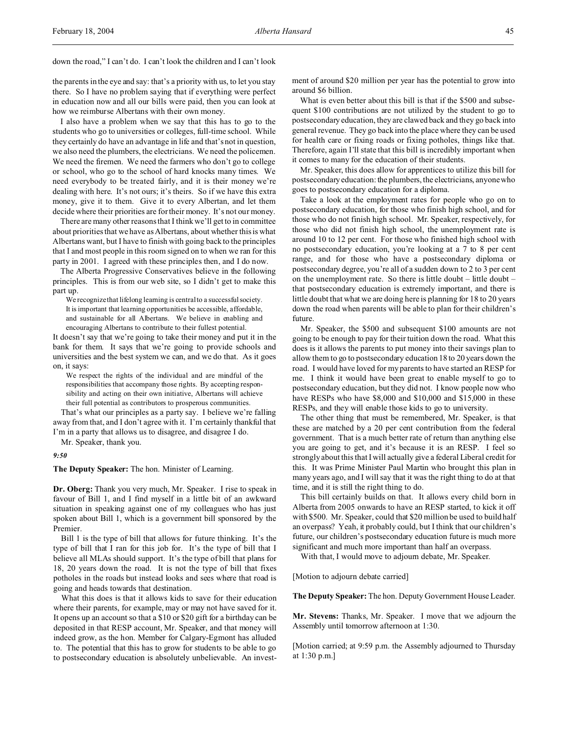down the road," I can't do. I can't look the children and I can't look

the parents in the eye and say: that's a priority with us, to let you stay there. So I have no problem saying that if everything were perfect in education now and all our bills were paid, then you can look at how we reimburse Albertans with their own money.

I also have a problem when we say that this has to go to the students who go to universities or colleges, full-time school. While they certainly do have an advantage in life and that's not in question, we also need the plumbers, the electricians. We need the policemen. We need the firemen. We need the farmers who don't go to college or school, who go to the school of hard knocks many times. We need everybody to be treated fairly, and it is their money we're dealing with here. It's not ours; it's theirs. So if we have this extra money, give it to them. Give it to every Albertan, and let them decide where their priorities are for their money. It's not our money.

There are many other reasons that I think we'll get to in committee about priorities that we have as Albertans, about whether this is what Albertans want, but I have to finish with going back to the principles that I and most people in this room signed on to when we ran for this party in 2001. I agreed with these principles then, and I do now.

The Alberta Progressive Conservatives believe in the following principles. This is from our web site, so I didn't get to make this part up.

> We recognize that lifelong learning is central to a successful society. It is important that learning opportunities be accessible, affordable, and sustainable for all Albertans. We believe in enabling and encouraging Albertans to contribute to their fullest potential.

It doesn't say that we're going to take their money and put it in the bank for them. It says that we're going to provide schools and universities and the best system we can, and we do that. As it goes on, it says:

> We respect the rights of the individual and are mindful of the responsibilities that accompany those rights. By accepting responsibility and acting on their own initiative, Albertans will achieve their full potential as contributors to prosperous communities.

That's what our principles as a party say. I believe we're falling away from that, and I don't agree with it. I'm certainly thankful that I'm in a party that allows us to disagree, and disagree I do.

Mr. Speaker, thank you.

*9:50*

**The Deputy Speaker:** The hon. Minister of Learning.

**Dr. Oberg:** Thank you very much, Mr. Speaker. I rise to speak in favour of Bill 1, and I find myself in a little bit of an awkward situation in speaking against one of my colleagues who has just spoken about Bill 1, which is a government bill sponsored by the Premier.

Bill 1 is the type of bill that allows for future thinking. It's the type of bill that I ran for this job for. It's the type of bill that I believe all MLAs should support. It's the type of bill that plans for 18, 20 years down the road. It is not the type of bill that fixes potholes in the roads but instead looks and sees where that road is going and heads towards that destination.

What this does is that it allows kids to save for their education where their parents, for example, may or may not have saved for it. It opens up an account so that a $10 or $20 gift for a birthday can be deposited in that RESP account, Mr. Speaker, and that money will indeed grow, as the hon. Member for Calgary-Egmont has alluded to. The potential that this has to grow for students to be able to go to postsecondary education is absolutely unbelievable. An investment of around $20 million per year has the potential to grow into around $6 billion.

What is even better about this bill is that if the $500 and subsequent $100 contributions are not utilized by the student to go to postsecondary education, they are clawed back and they go back into general revenue. They go back into the place where they can be used for health care or fixing roads or fixing potholes, things like that. Therefore, again I'll state that this bill is incredibly important when it comes to many for the education of their students.

Mr. Speaker, this does allow for apprentices to utilize this bill for postsecondary education: the plumbers, the electricians, anyone who goes to postsecondary education for a diploma.

Take a look at the employment rates for people who go on to postsecondary education, for those who finish high school, and for those who do not finish high school. Mr. Speaker, respectively, for those who did not finish high school, the unemployment rate is around 10 to 12 per cent. For those who finished high school with no postsecondary education, you're looking at a 7 to 8 per cent range, and for those who have a postsecondary diploma or postsecondary degree, you're all of a sudden down to 2 to 3 per cent on the unemployment rate. So there is little doubt – little doubt – that postsecondary education is extremely important, and there is little doubt that what we are doing here is planning for 18 to 20 years down the road when parents will be able to plan for their children's future.

Mr. Speaker, the $500 and subsequent $100 amounts are not going to be enough to pay for their tuition down the road. What this does is it allows the parents to put money into their savings plan to allow them to go to postsecondary education 18 to 20 years down the road. I would have loved for my parents to have started an RESP for me. I think it would have been great to enable myself to go to postsecondary education, but they did not. I know people now who have RESPs who have $8,000 and $10,000 and $15,000 in these RESPs, and they will enable those kids to go to university.

The other thing that must be remembered, Mr. Speaker, is that these are matched by a 20 per cent contribution from the federal government. That is a much better rate of return than anything else you are going to get, and it's because it is an RESP. I feel so strongly about this that I will actually give a federal Liberal credit for this. It was Prime Minister Paul Martin who brought this plan in many years ago, and I will say that it was the right thing to do at that time, and it is still the right thing to do.

This bill certainly builds on that. It allows every child born in Alberta from 2005 onwards to have an RESP started, to kick it off with $500. Mr. Speaker, could that $20 million be used to build half an overpass? Yeah, it probably could, but I think that our children's future, our children's postsecondary education future is much more significant and much more important than half an overpass.

With that, I would move to adjourn debate, Mr. Speaker.

[Motion to adjourn debate carried]

**The Deputy Speaker:** The hon. Deputy Government House Leader.

**Mr. Stevens:** Thanks, Mr. Speaker. I move that we adjourn the Assembly until tomorrow afternoon at 1:30.

[Motion carried; at 9:59 p.m. the Assembly adjourned to Thursday at 1:30 p.m.]